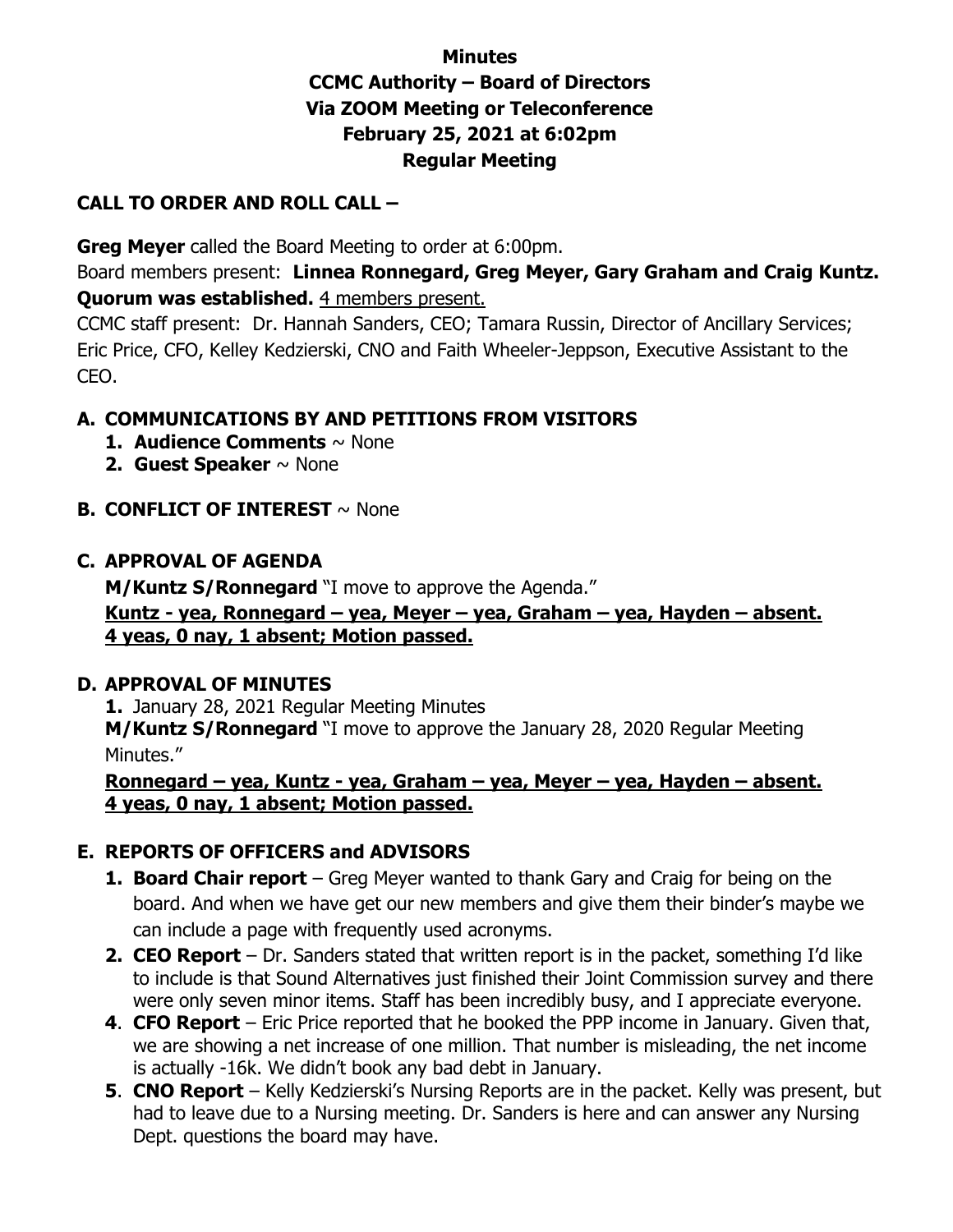# Minutes
# CCMC Authority – Board of Directors
# Via ZOOM Meeting or Teleconference
# February 25, 2021 at 6:02pm
# Regular Meeting

## CALL TO ORDER AND ROLL CALL –

**Greg Meyer** called the Board Meeting to order at 6:00pm.

Board members present: **Linnea Ronnegard, Greg Meyer, Gary Graham and Craig Kuntz. Quorum was established.** 4 members present.

CCMC staff present: Dr. Hannah Sanders, CEO; Tamara Russin, Director of Ancillary Services; Eric Price, CFO, Kelley Kedzierski, CNO and Faith Wheeler-Jeppson, Executive Assistant to the CEO.

## A. COMMUNICATIONS BY AND PETITIONS FROM VISITORS

1. **Audience Comments** ~ None
2. **Guest Speaker** ~ None

## B. CONFLICT OF INTEREST ~ None

## C. APPROVAL OF AGENDA

**M/Kuntz S/Ronnegard** "I move to approve the Agenda."

**Kuntz - yea, Ronnegard – yea, Meyer – yea, Graham – yea, Hayden – absent.**
**4 yeas, 0 nay, 1 absent; Motion passed.**

## D. APPROVAL OF MINUTES

1. January 28, 2021 Regular Meeting Minutes

**M/Kuntz S/Ronnegard** "I move to approve the January 28, 2020 Regular Meeting Minutes."

**Ronnegard – yea, Kuntz - yea, Graham – yea, Meyer – yea, Hayden – absent.**
**4 yeas, 0 nay, 1 absent; Motion passed.**

## E. REPORTS OF OFFICERS and ADVISORS

1. **Board Chair report** – Greg Meyer wanted to thank Gary and Craig for being on the board. And when we have get our new members and give them their binder's maybe we can include a page with frequently used acronyms.
2. **CEO Report** – Dr. Sanders stated that written report is in the packet, something I'd like to include is that Sound Alternatives just finished their Joint Commission survey and there were only seven minor items. Staff has been incredibly busy, and I appreciate everyone.
4. **CFO Report** – Eric Price reported that he booked the PPP income in January. Given that, we are showing a net increase of one million. That number is misleading, the net income is actually -16k. We didn't book any bad debt in January.
5. **CNO Report** – Kelly Kedzierski's Nursing Reports are in the packet. Kelly was present, but had to leave due to a Nursing meeting. Dr. Sanders is here and can answer any Nursing Dept. questions the board may have.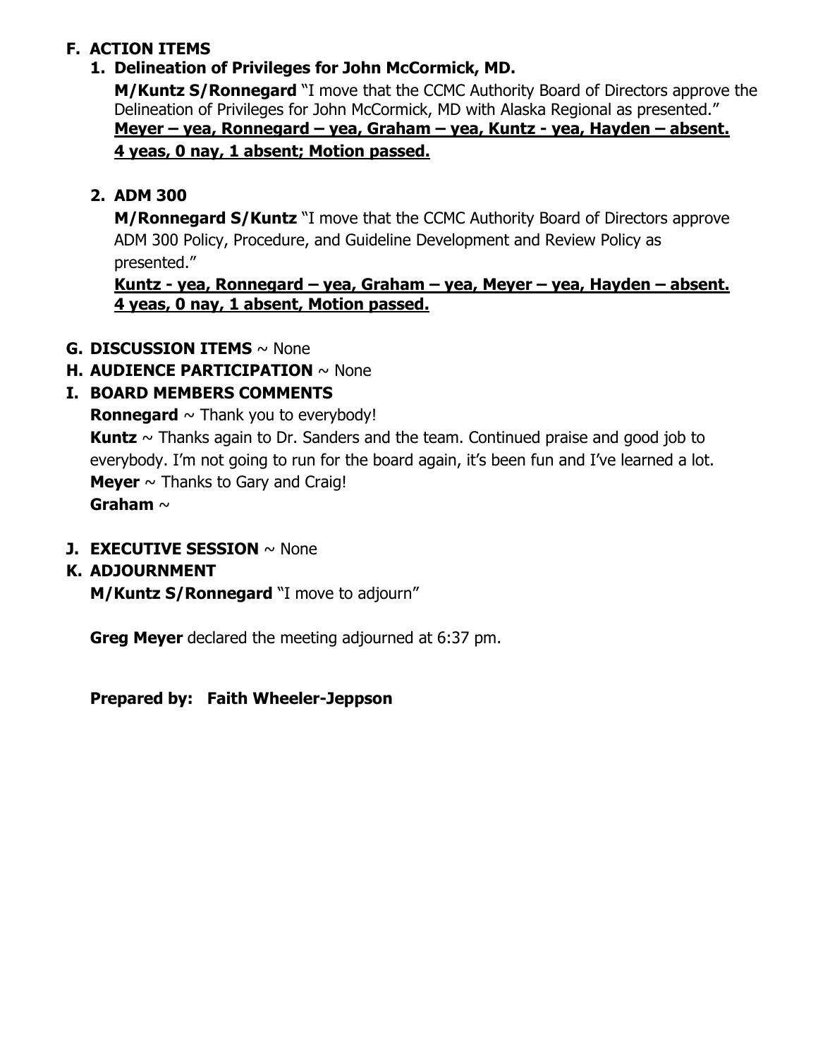## F. ACTION ITEMS

### 1. Delineation of Privileges for John McCormick, MD.

**M/Kuntz S/Ronnegard** "I move that the CCMC Authority Board of Directors approve the Delineation of Privileges for John McCormick, MD with Alaska Regional as presented."

**Meyer – yea, Ronnegard – yea, Graham – yea, Kuntz - yea, Hayden – absent.**
**4 yeas, 0 nay, 1 absent; Motion passed.**

### 2. ADM 300

**M/Ronnegard S/Kuntz** "I move that the CCMC Authority Board of Directors approve ADM 300 Policy, Procedure, and Guideline Development and Review Policy as presented."

**Kuntz - yea, Ronnegard – yea, Graham – yea, Meyer – yea, Hayden – absent.**
**4 yeas, 0 nay, 1 absent, Motion passed.**

## G. DISCUSSION ITEMS ~ None

## H. AUDIENCE PARTICIPATION ~ None

## I. BOARD MEMBERS COMMENTS

**Ronnegard** ~ Thank you to everybody!

**Kuntz** ~ Thanks again to Dr. Sanders and the team. Continued praise and good job to everybody. I'm not going to run for the board again, it's been fun and I've learned a lot.

**Meyer** ~ Thanks to Gary and Craig!

**Graham** ~

## J. EXECUTIVE SESSION ~ None

## K. ADJOURNMENT

**M/Kuntz S/Ronnegard** "I move to adjourn"

**Greg Meyer** declared the meeting adjourned at 6:37 pm.

**Prepared by: Faith Wheeler-Jeppson**